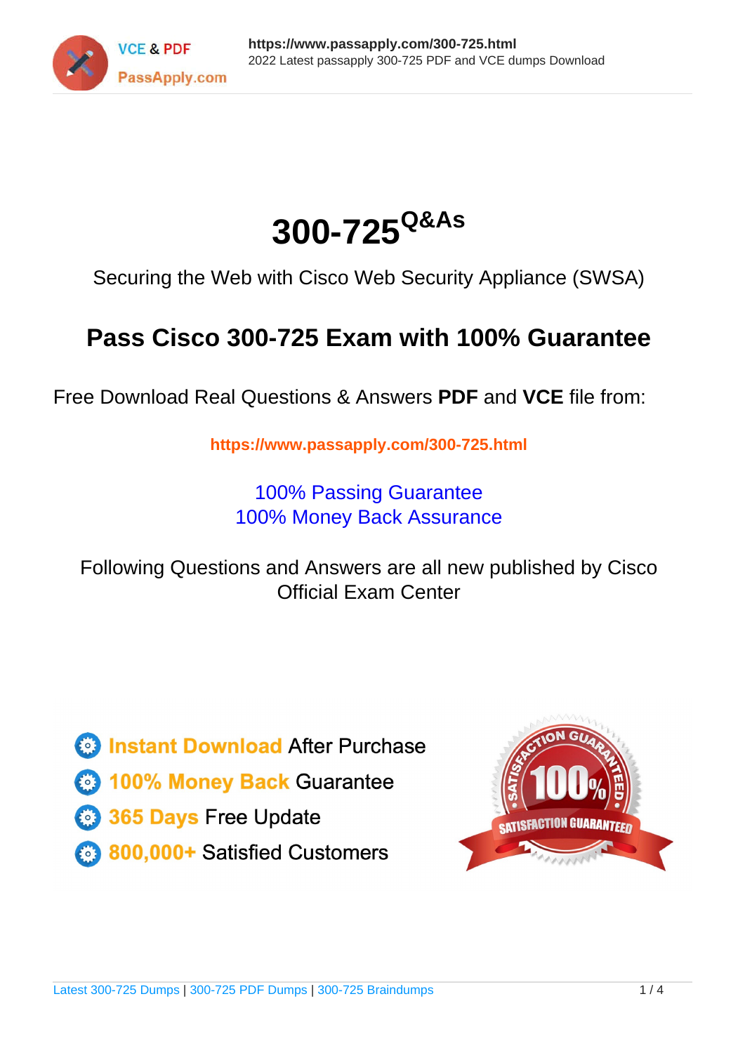# 300-725^Q&As

Securing the Web with Cisco Web Security Appliance (SWSA)

## Pass Cisco 300-725 Exam with 100% Guarantee

Free Download Real Questions & Answers **PDF** and **VCE** file from:

**https://www.passapply.com/300-725.html**

100% Passing Guarantee
100% Money Back Assurance

Following Questions and Answers are all new published by Cisco Official Exam Center

- **Instant Download** After Purchase
- **100% Money Back** Guarantee
- **365 Days** Free Update
- **800,000+** Satisfied Customers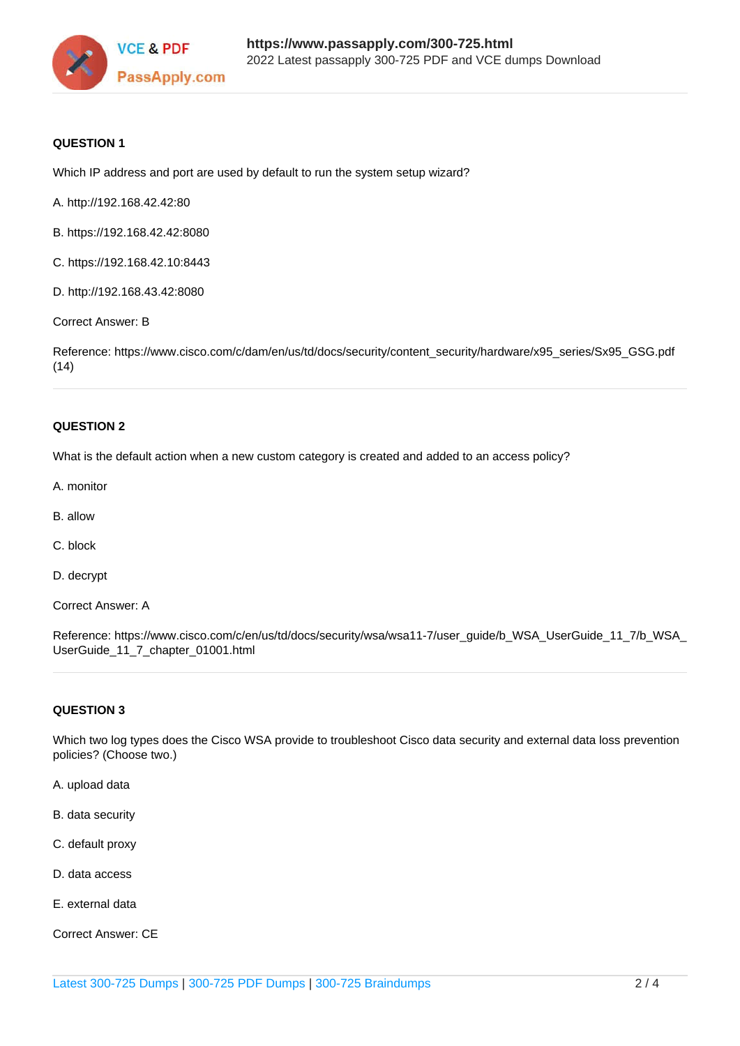**QUESTION 1**

Which IP address and port are used by default to run the system setup wizard?

A. http://192.168.42.42:80

B. https://192.168.42.42:8080

C. https://192.168.42.10:8443

D. http://192.168.43.42:8080

Correct Answer: B

Reference: https://www.cisco.com/c/dam/en/us/td/docs/security/content_security/hardware/x95_series/Sx95_GSG.pdf (14)

**QUESTION 2**

What is the default action when a new custom category is created and added to an access policy?

A. monitor

B. allow

C. block

D. decrypt

Correct Answer: A

Reference: https://www.cisco.com/c/en/us/td/docs/security/wsa/wsa11-7/user_guide/b_WSA_UserGuide_11_7/b_WSA_UserGuide_11_7_chapter_01001.html

**QUESTION 3**

Which two log types does the Cisco WSA provide to troubleshoot Cisco data security and external data loss prevention policies? (Choose two.)

A. upload data

B. data security

C. default proxy

D. data access

E. external data

Correct Answer: CE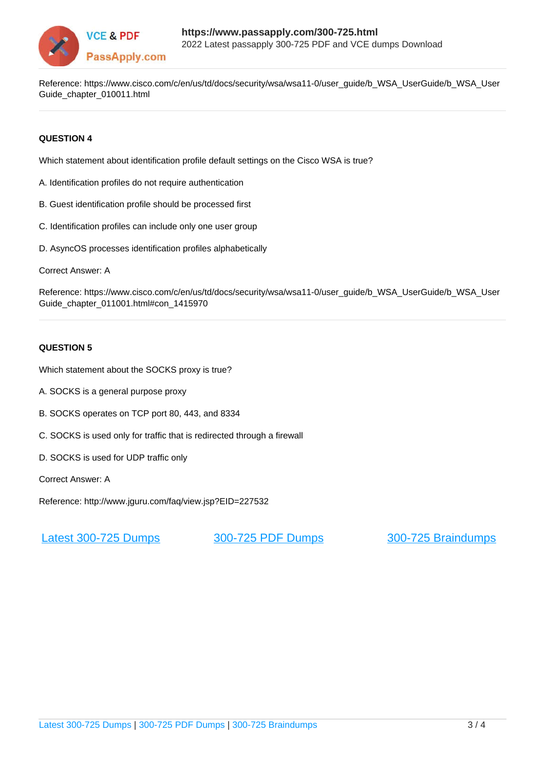Reference: https://www.cisco.com/c/en/us/td/docs/security/wsa/wsa11-0/user_guide/b_WSA_UserGuide/b_WSA_UserGuide_chapter_010011.html

**QUESTION 4**

Which statement about identification profile default settings on the Cisco WSA is true?

A. Identification profiles do not require authentication

B. Guest identification profile should be processed first

C. Identification profiles can include only one user group

D. AsyncOS processes identification profiles alphabetically

Correct Answer: A

Reference: https://www.cisco.com/c/en/us/td/docs/security/wsa/wsa11-0/user_guide/b_WSA_UserGuide/b_WSA_UserGuide_chapter_011001.html#con_1415970

**QUESTION 5**

Which statement about the SOCKS proxy is true?

A. SOCKS is a general purpose proxy

B. SOCKS operates on TCP port 80, 443, and 8334

C. SOCKS is used only for traffic that is redirected through a firewall

D. SOCKS is used for UDP traffic only

Correct Answer: A

Reference: http://www.jguru.com/faq/view.jsp?EID=227532

[Latest 300-725 Dumps] [300-725 PDF Dumps] [300-725 Braindumps]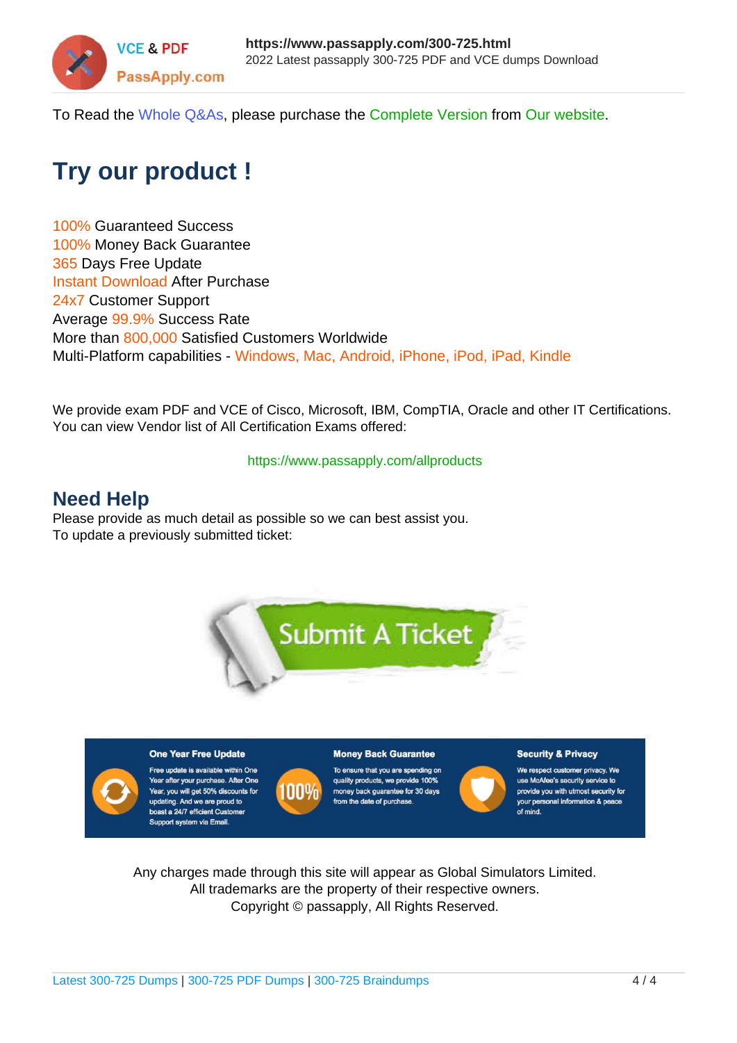To Read the Whole Q&As, please purchase the Complete Version from Our website.

# Try our product !

100% Guaranteed Success
100% Money Back Guarantee
365 Days Free Update
Instant Download After Purchase
24x7 Customer Support
Average 99.9% Success Rate
More than 800,000 Satisfied Customers Worldwide
Multi-Platform capabilities - Windows, Mac, Android, iPhone, iPod, iPad, Kindle

We provide exam PDF and VCE of Cisco, Microsoft, IBM, CompTIA, Oracle and other IT Certifications.
You can view Vendor list of All Certification Exams offered:

https://www.passapply.com/allproducts

## Need Help

Please provide as much detail as possible so we can best assist you.
To update a previously submitted ticket:

Submit A Ticket

**One Year Free Update**
Free update is available within One Year after your purchase. After One Year, you will get 50% discounts for updating. And we are proud to boast a 24/7 efficient Customer Support system via Email.

**Money Back Guarantee**
To ensure that you are spending on quality products, we provide 100% money back guarantee for 30 days from the date of purchase.

**Security & Privacy**
We respect customer privacy. We use McAfee's security service to provide you with utmost security for your personal information & peace of mind.

Any charges made through this site will appear as Global Simulators Limited.
All trademarks are the property of their respective owners.
Copyright © passapply, All Rights Reserved.